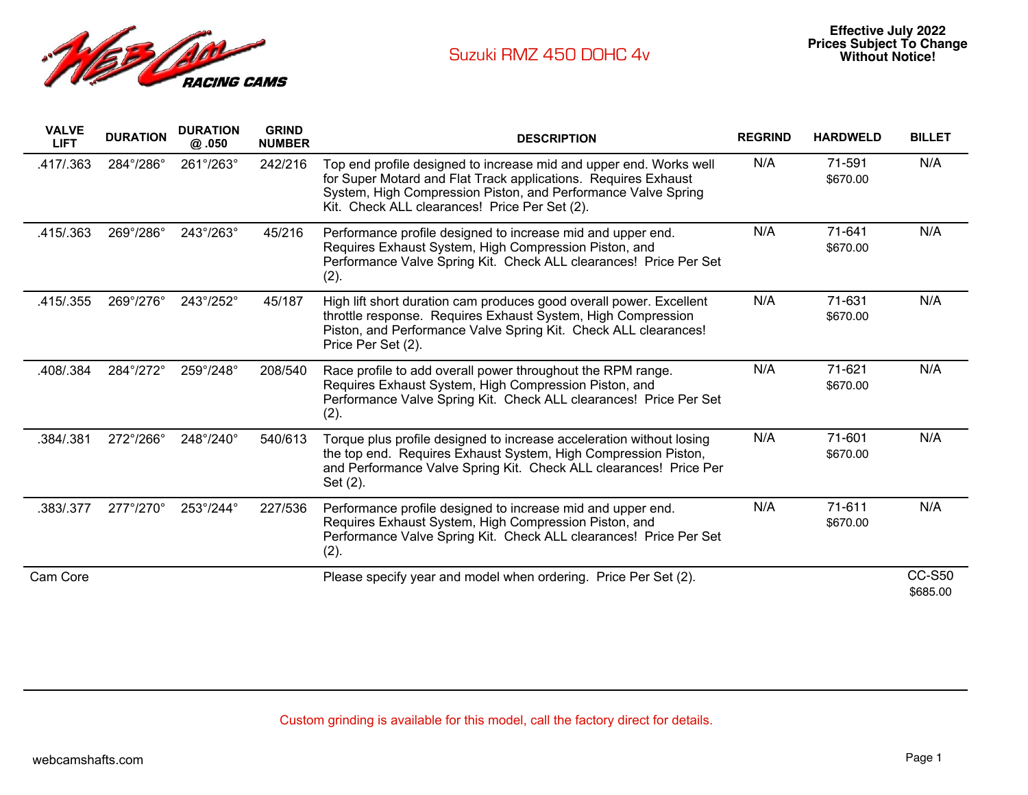WEB CAM RACING CAMS

# Suzuki RMZ 450 DOHC 4v

**Effective July 2022**
**Prices Subject To Change Without Notice!**

| VALVE LIFT | DURATION | DURATION @ .050 | GRIND NUMBER | DESCRIPTION | REGRIND | HARDWELD | BILLET |
|---|---|---|---|---|---|---|---|
| .417/.363 | 284°/286° | 261°/263° | 242/216 | Top end profile designed to increase mid and upper end. Works well for Super Motard and Flat Track applications. Requires Exhaust System, High Compression Piston, and Performance Valve Spring Kit. Check ALL clearances! Price Per Set (2). | N/A | 71-591 $670.00 | N/A |
| .415/.363 | 269°/286° | 243°/263° | 45/216 | Performance profile designed to increase mid and upper end. Requires Exhaust System, High Compression Piston, and Performance Valve Spring Kit. Check ALL clearances! Price Per Set (2). | N/A | 71-641 $670.00 | N/A |
| .415/.355 | 269°/276° | 243°/252° | 45/187 | High lift short duration cam produces good overall power. Excellent throttle response. Requires Exhaust System, High Compression Piston, and Performance Valve Spring Kit. Check ALL clearances! Price Per Set (2). | N/A | 71-631 $670.00 | N/A |
| .408/.384 | 284°/272° | 259°/248° | 208/540 | Race profile to add overall power throughout the RPM range. Requires Exhaust System, High Compression Piston, and Performance Valve Spring Kit. Check ALL clearances! Price Per Set (2). | N/A | 71-621 $670.00 | N/A |
| .384/.381 | 272°/266° | 248°/240° | 540/613 | Torque plus profile designed to increase acceleration without losing the top end. Requires Exhaust System, High Compression Piston, and Performance Valve Spring Kit. Check ALL clearances! Price Per Set (2). | N/A | 71-601 $670.00 | N/A |
| .383/.377 | 277°/270° | 253°/244° | 227/536 | Performance profile designed to increase mid and upper end. Requires Exhaust System, High Compression Piston, and Performance Valve Spring Kit. Check ALL clearances! Price Per Set (2). | N/A | 71-611 $670.00 | N/A |
| Cam Core | | | | Please specify year and model when ordering. Price Per Set (2). | | | CC-S50 $685.00 |

Custom grinding is available for this model, call the factory direct for details.

webcamshafts.com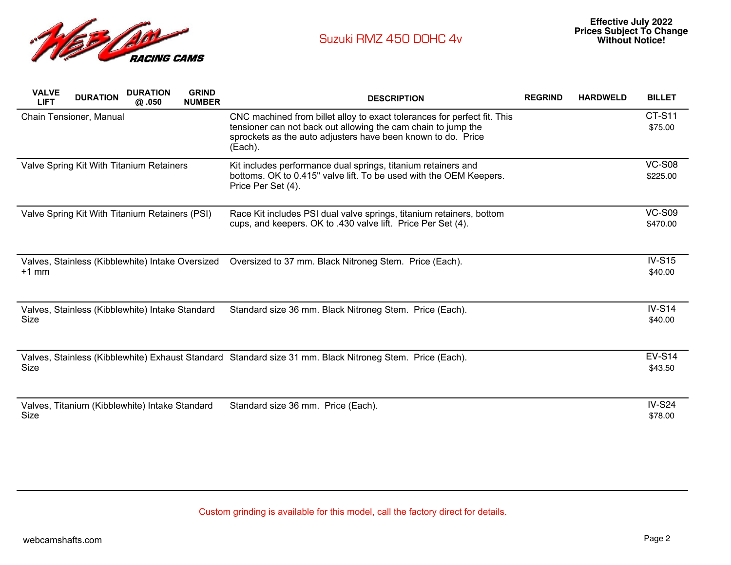# Suzuki RMZ 450 DOHC 4v

**Effective July 2022**
**Prices Subject To Change Without Notice!**

| VALVE LIFT | DURATION | DURATION @ .050 | GRIND NUMBER | DESCRIPTION | REGRIND | HARDWELD | BILLET |
|---|---|---|---|---|---|---|---|
| Chain Tensioner, Manual | | | | CNC machined from billet alloy to exact tolerances for perfect fit. This tensioner can not back out allowing the cam chain to jump the sprockets as the auto adjusters have been known to do. Price (Each). | | | CT-S11 $75.00 |
| Valve Spring Kit With Titanium Retainers | | | | Kit includes performance dual springs, titanium retainers and bottoms. OK to 0.415" valve lift. To be used with the OEM Keepers. Price Per Set (4). | | | VC-S08 $225.00 |
| Valve Spring Kit With Titanium Retainers (PSI) | | | | Race Kit includes PSI dual valve springs, titanium retainers, bottom cups, and keepers. OK to .430 valve lift. Price Per Set (4). | | | VC-S09 $470.00 |
| Valves, Stainless (Kibblewhite) Intake Oversized +1 mm | | | | Oversized to 37 mm. Black Nitroneg Stem. Price (Each). | | | IV-S15 $40.00 |
| Valves, Stainless (Kibblewhite) Intake Standard Size | | | | Standard size 36 mm. Black Nitroneg Stem. Price (Each). | | | IV-S14 $40.00 |
| Valves, Stainless (Kibblewhite) Exhaust Standard Size | | | | Standard size 31 mm. Black Nitroneg Stem. Price (Each). | | | EV-S14 $43.50 |
| Valves, Titanium (Kibblewhite) Intake Standard Size | | | | Standard size 36 mm. Price (Each). | | | IV-S24 $78.00 |

Custom grinding is available for this model, call the factory direct for details.

webcamshafts.com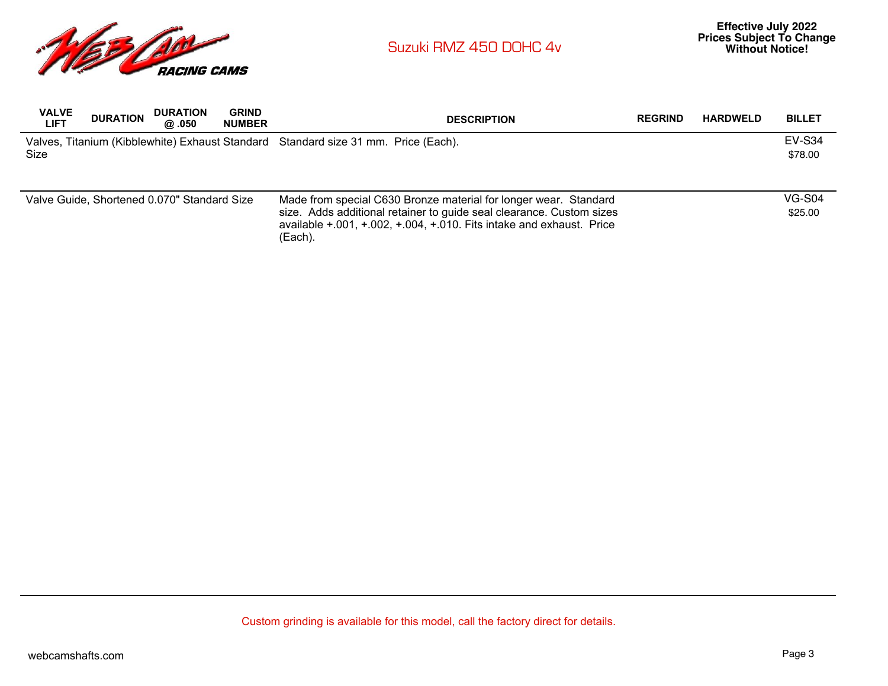# Suzuki RMZ 450 DOHC 4v

**Effective July 2022**
**Prices Subject To Change**
**Without Notice!**

| VALVE LIFT | DURATION | DURATION @ .050 | GRIND NUMBER | DESCRIPTION | REGRIND | HARDWELD | BILLET |
|---|---|---|---|---|---|---|---|
| Valves, Titanium (Kibblewhite) Exhaust Standard Size | | | | Standard size 31 mm. Price (Each). | | | EV-S34 $78.00 |
| Valve Guide, Shortened 0.070" Standard Size | | | | Made from special C630 Bronze material for longer wear. Standard size. Adds additional retainer to guide seal clearance. Custom sizes available +.001, +.002, +.004, +.010. Fits intake and exhaust. Price (Each). | | | VG-S04 $25.00 |

Custom grinding is available for this model, call the factory direct for details.

webcamshafts.com